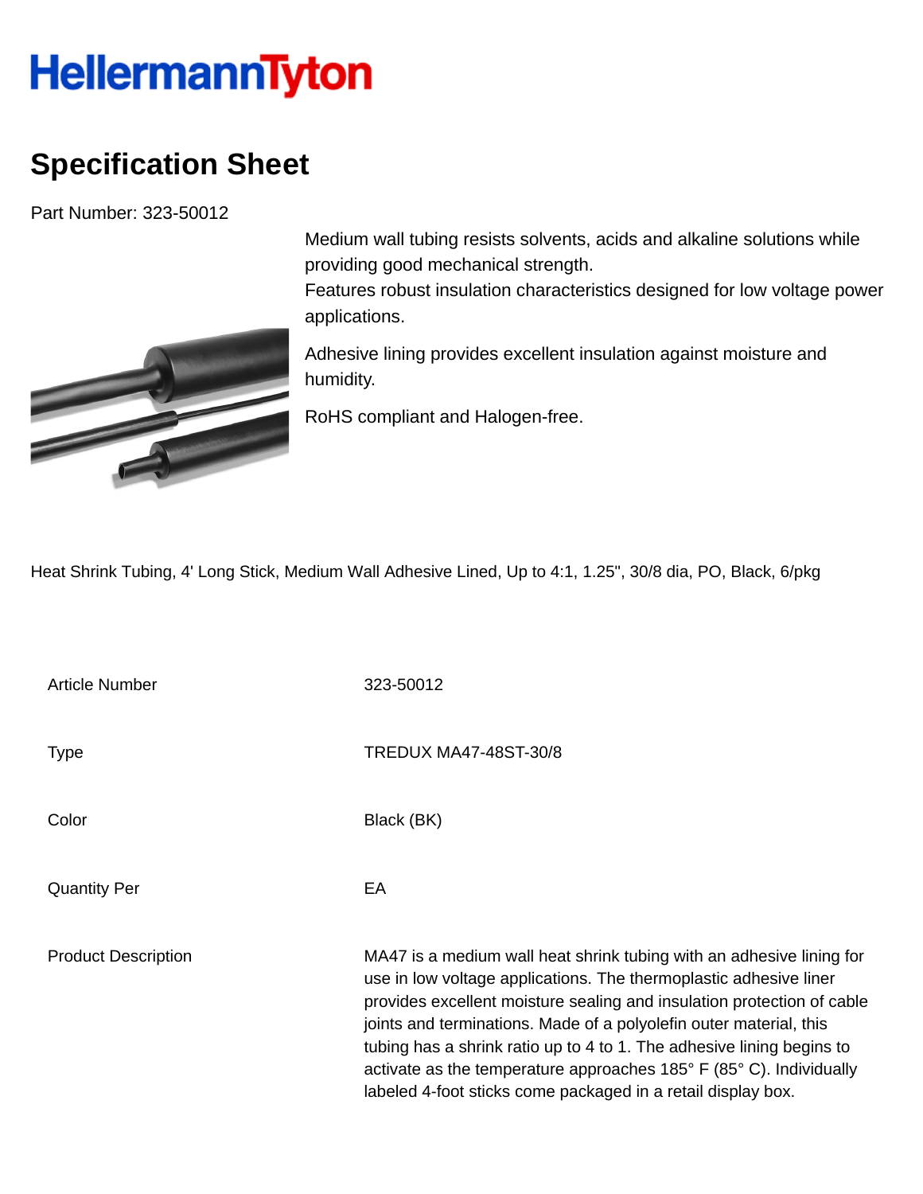HellermannTyton

# Specification Sheet

Part Number: 323-50012

Medium wall tubing resists solvents, acids and alkaline solutions while providing good mechanical strength.
Features robust insulation characteristics designed for low voltage power applications.

Adhesive lining provides excellent insulation against moisture and humidity.

RoHS compliant and Halogen-free.

Heat Shrink Tubing, 4' Long Stick, Medium Wall Adhesive Lined, Up to 4:1, 1.25", 30/8 dia, PO, Black, 6/pkg

| | |
|---|---|
| Article Number | 323-50012 |
| Type | TREDUX MA47-48ST-30/8 |
| Color | Black (BK) |
| Quantity Per | EA |
| Product Description | MA47 is a medium wall heat shrink tubing with an adhesive lining for use in low voltage applications. The thermoplastic adhesive liner provides excellent moisture sealing and insulation protection of cable joints and terminations. Made of a polyolefin outer material, this tubing has a shrink ratio up to 4 to 1. The adhesive lining begins to activate as the temperature approaches 185° F (85° C). Individually labeled 4-foot sticks come packaged in a retail display box. |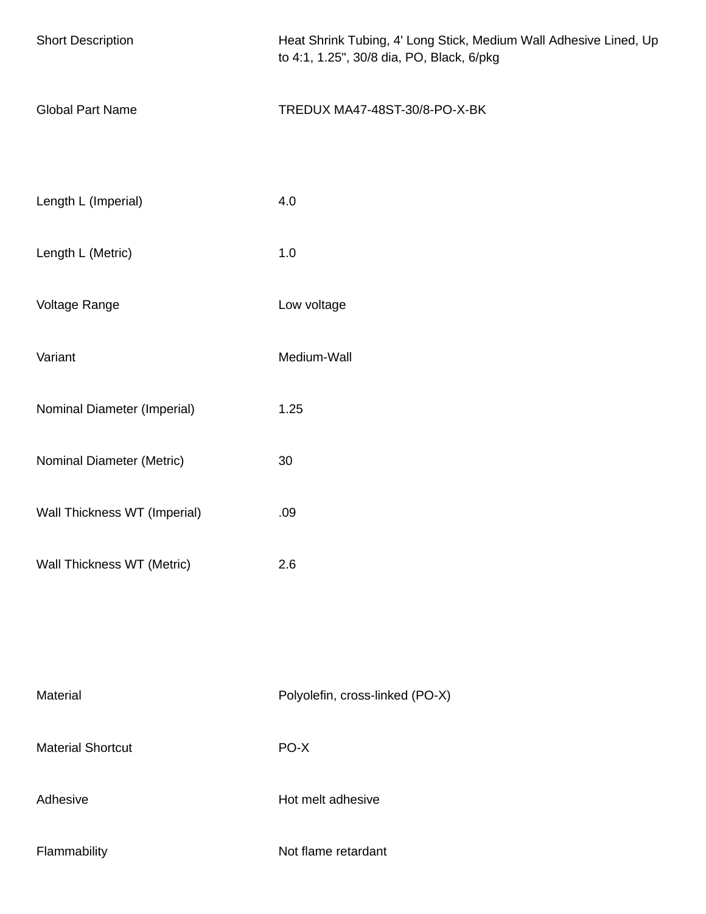| | |
|---|---|
| Short Description | Heat Shrink Tubing, 4' Long Stick, Medium Wall Adhesive Lined, Up to 4:1, 1.25", 30/8 dia, PO, Black, 6/pkg |
| Global Part Name | TREDUX MA47-48ST-30/8-PO-X-BK |
| Length L (Imperial) | 4.0 |
| Length L (Metric) | 1.0 |
| Voltage Range | Low voltage |
| Variant | Medium-Wall |
| Nominal Diameter (Imperial) | 1.25 |
| Nominal Diameter (Metric) | 30 |
| Wall Thickness WT (Imperial) | .09 |
| Wall Thickness WT (Metric) | 2.6 |
| Material | Polyolefin, cross-linked (PO-X) |
| Material Shortcut | PO-X |
| Adhesive | Hot melt adhesive |
| Flammability | Not flame retardant |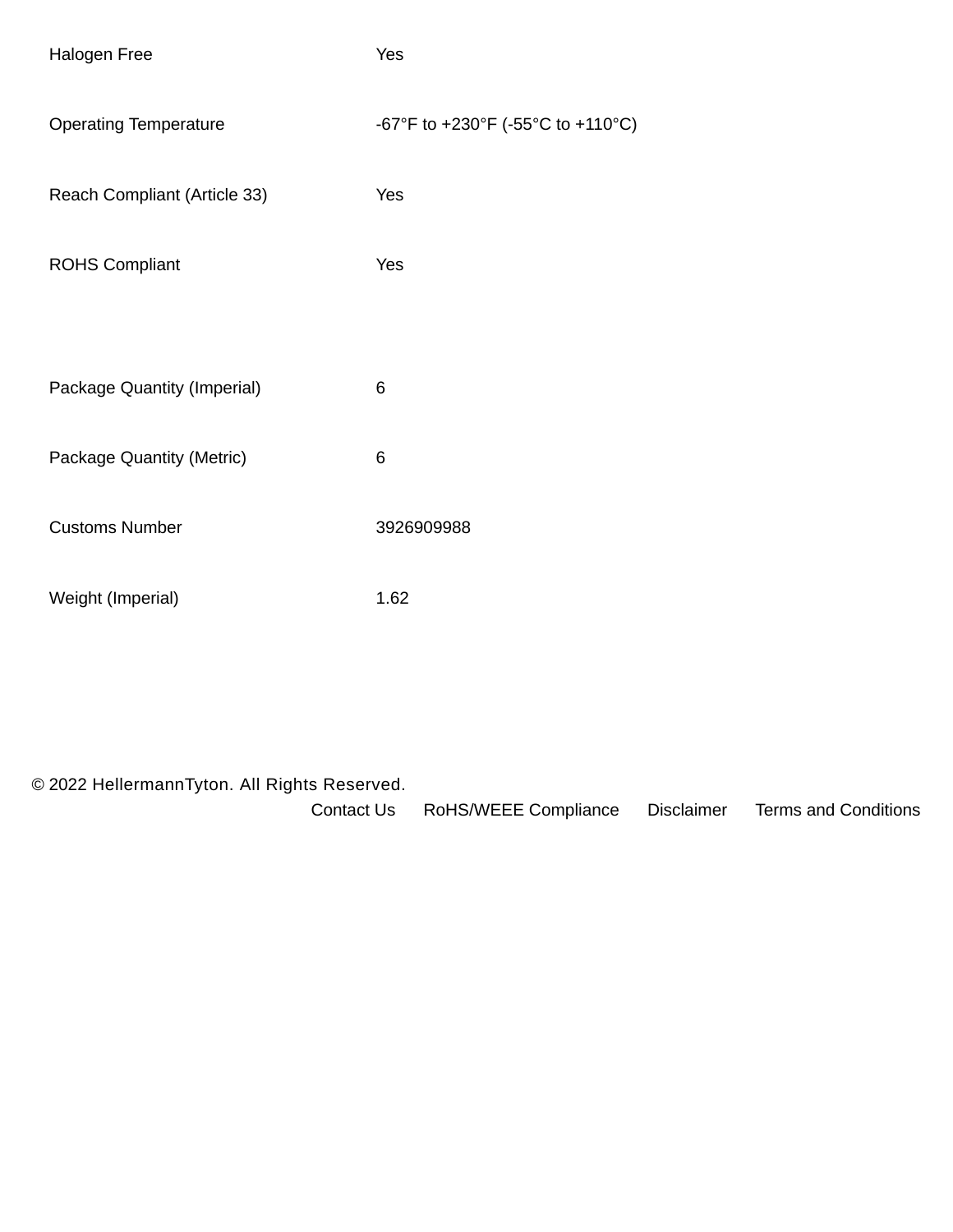| | |
|---|---|
| Halogen Free | Yes |
| Operating Temperature | -67°F to +230°F (-55°C to +110°C) |
| Reach Compliant (Article 33) | Yes |
| ROHS Compliant | Yes |

| | |
|---|---|
| Package Quantity (Imperial) | 6 |
| Package Quantity (Metric) | 6 |
| Customs Number | 3926909988 |
| Weight (Imperial) | 1.62 |

© 2022 HellermannTyton. All Rights Reserved.

Contact Us RoHS/WEEE Compliance Disclaimer Terms and Conditions